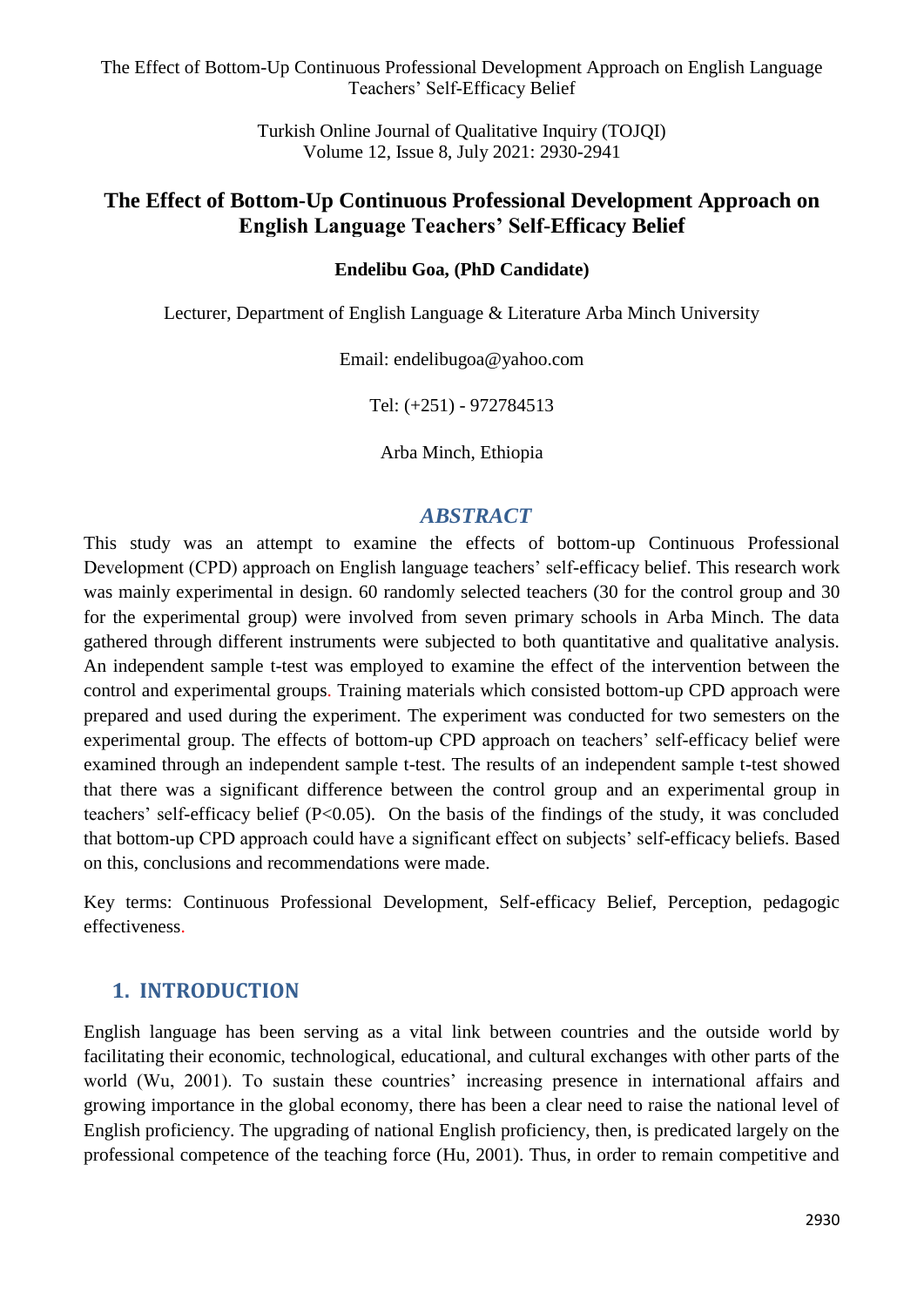# The Effect of Bottom-Up Continuous Professional Development Approach on English Language Teachers' Self-Efficacy Belief

**Endelibu Goa, (PhD Candidate)**

Lecturer, Department of English Language & Literature Arba Minch University

Email: endelibugoa@yahoo.com

Tel: (+251) - 972784513

Arba Minch, Ethiopia

## *ABSTRACT*

This study was an attempt to examine the effects of bottom-up Continuous Professional Development (CPD) approach on English language teachers' self-efficacy belief. This research work was mainly experimental in design. 60 randomly selected teachers (30 for the control group and 30 for the experimental group) were involved from seven primary schools in Arba Minch. The data gathered through different instruments were subjected to both quantitative and qualitative analysis. An independent sample t-test was employed to examine the effect of the intervention between the control and experimental groups. Training materials which consisted bottom-up CPD approach were prepared and used during the experiment. The experiment was conducted for two semesters on the experimental group. The effects of bottom-up CPD approach on teachers' self-efficacy belief were examined through an independent sample t-test. The results of an independent sample t-test showed that there was a significant difference between the control group and an experimental group in teachers' self-efficacy belief ($P<0.05$). On the basis of the findings of the study, it was concluded that bottom-up CPD approach could have a significant effect on subjects' self-efficacy beliefs. Based on this, conclusions and recommendations were made.

Key terms: Continuous Professional Development, Self-efficacy Belief, Perception, pedagogic effectiveness.

## 1. INTRODUCTION

English language has been serving as a vital link between countries and the outside world by facilitating their economic, technological, educational, and cultural exchanges with other parts of the world (Wu, 2001). To sustain these countries' increasing presence in international affairs and growing importance in the global economy, there has been a clear need to raise the national level of English proficiency. The upgrading of national English proficiency, then, is predicated largely on the professional competence of the teaching force (Hu, 2001). Thus, in order to remain competitive and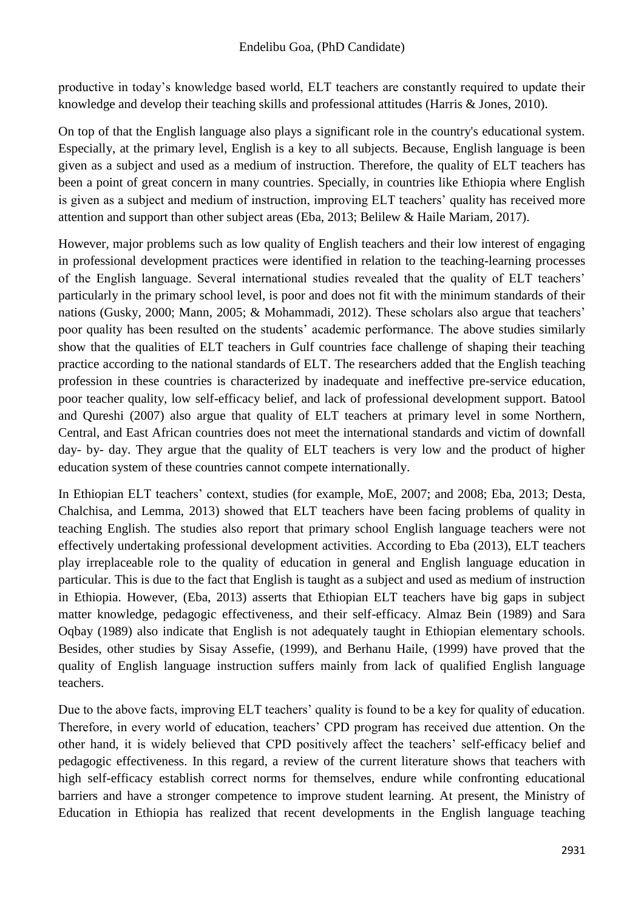productive in today's knowledge based world, ELT teachers are constantly required to update their knowledge and develop their teaching skills and professional attitudes (Harris & Jones, 2010).

On top of that the English language also plays a significant role in the country's educational system. Especially, at the primary level, English is a key to all subjects. Because, English language is been given as a subject and used as a medium of instruction. Therefore, the quality of ELT teachers has been a point of great concern in many countries. Specially, in countries like Ethiopia where English is given as a subject and medium of instruction, improving ELT teachers' quality has received more attention and support than other subject areas (Eba, 2013; Belilew & Haile Mariam, 2017).

However, major problems such as low quality of English teachers and their low interest of engaging in professional development practices were identified in relation to the teaching-learning processes of the English language. Several international studies revealed that the quality of ELT teachers' particularly in the primary school level, is poor and does not fit with the minimum standards of their nations (Gusky, 2000; Mann, 2005; & Mohammadi, 2012). These scholars also argue that teachers' poor quality has been resulted on the students' academic performance. The above studies similarly show that the qualities of ELT teachers in Gulf countries face challenge of shaping their teaching practice according to the national standards of ELT. The researchers added that the English teaching profession in these countries is characterized by inadequate and ineffective pre-service education, poor teacher quality, low self-efficacy belief, and lack of professional development support. Batool and Qureshi (2007) also argue that quality of ELT teachers at primary level in some Northern, Central, and East African countries does not meet the international standards and victim of downfall day- by- day. They argue that the quality of ELT teachers is very low and the product of higher education system of these countries cannot compete internationally.

In Ethiopian ELT teachers' context, studies (for example, MoE, 2007; and 2008; Eba, 2013; Desta, Chalchisa, and Lemma, 2013) showed that ELT teachers have been facing problems of quality in teaching English. The studies also report that primary school English language teachers were not effectively undertaking professional development activities. According to Eba (2013), ELT teachers play irreplaceable role to the quality of education in general and English language education in particular. This is due to the fact that English is taught as a subject and used as medium of instruction in Ethiopia. However, (Eba, 2013) asserts that Ethiopian ELT teachers have big gaps in subject matter knowledge, pedagogic effectiveness, and their self-efficacy. Almaz Bein (1989) and Sara Oqbay (1989) also indicate that English is not adequately taught in Ethiopian elementary schools. Besides, other studies by Sisay Assefie, (1999), and Berhanu Haile, (1999) have proved that the quality of English language instruction suffers mainly from lack of qualified English language teachers.

Due to the above facts, improving ELT teachers' quality is found to be a key for quality of education. Therefore, in every world of education, teachers' CPD program has received due attention. On the other hand, it is widely believed that CPD positively affect the teachers' self-efficacy belief and pedagogic effectiveness. In this regard, a review of the current literature shows that teachers with high self-efficacy establish correct norms for themselves, endure while confronting educational barriers and have a stronger competence to improve student learning. At present, the Ministry of Education in Ethiopia has realized that recent developments in the English language teaching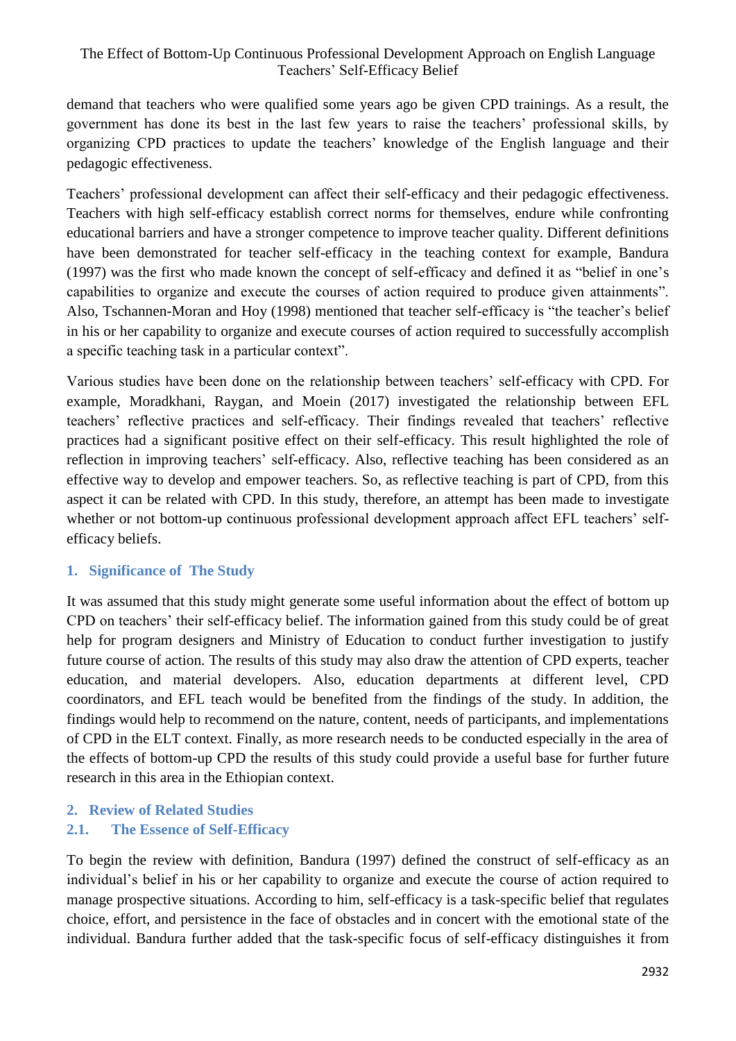demand that teachers who were qualified some years ago be given CPD trainings. As a result, the government has done its best in the last few years to raise the teachers' professional skills, by organizing CPD practices to update the teachers' knowledge of the English language and their pedagogic effectiveness.

Teachers' professional development can affect their self-efficacy and their pedagogic effectiveness. Teachers with high self-efficacy establish correct norms for themselves, endure while confronting educational barriers and have a stronger competence to improve teacher quality. Different definitions have been demonstrated for teacher self-efficacy in the teaching context for example, Bandura (1997) was the first who made known the concept of self-efficacy and defined it as "belief in one's capabilities to organize and execute the courses of action required to produce given attainments". Also, Tschannen-Moran and Hoy (1998) mentioned that teacher self-efficacy is "the teacher's belief in his or her capability to organize and execute courses of action required to successfully accomplish a specific teaching task in a particular context".

Various studies have been done on the relationship between teachers' self-efficacy with CPD. For example, Moradkhani, Raygan, and Moein (2017) investigated the relationship between EFL teachers' reflective practices and self-efficacy. Their findings revealed that teachers' reflective practices had a significant positive effect on their self-efficacy. This result highlighted the role of reflection in improving teachers' self-efficacy. Also, reflective teaching has been considered as an effective way to develop and empower teachers. So, as reflective teaching is part of CPD, from this aspect it can be related with CPD. In this study, therefore, an attempt has been made to investigate whether or not bottom-up continuous professional development approach affect EFL teachers' self-efficacy beliefs.

## 1. Significance of The Study

It was assumed that this study might generate some useful information about the effect of bottom up CPD on teachers' their self-efficacy belief. The information gained from this study could be of great help for program designers and Ministry of Education to conduct further investigation to justify future course of action. The results of this study may also draw the attention of CPD experts, teacher education, and material developers. Also, education departments at different level, CPD coordinators, and EFL teach would be benefited from the findings of the study. In addition, the findings would help to recommend on the nature, content, needs of participants, and implementations of CPD in the ELT context. Finally, as more research needs to be conducted especially in the area of the effects of bottom-up CPD the results of this study could provide a useful base for further future research in this area in the Ethiopian context.

## 2. Review of Related Studies

### 2.1. The Essence of Self-Efficacy

To begin the review with definition, Bandura (1997) defined the construct of self-efficacy as an individual's belief in his or her capability to organize and execute the course of action required to manage prospective situations. According to him, self-efficacy is a task-specific belief that regulates choice, effort, and persistence in the face of obstacles and in concert with the emotional state of the individual. Bandura further added that the task-specific focus of self-efficacy distinguishes it from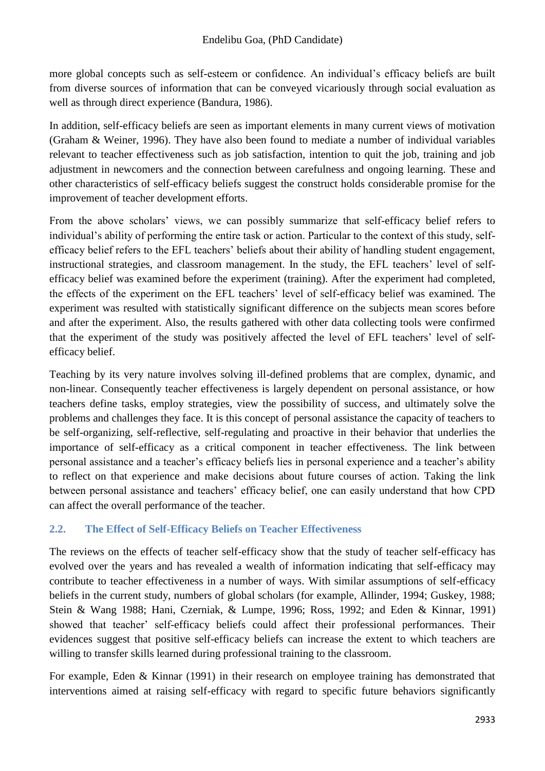more global concepts such as self-esteem or confidence. An individual's efficacy beliefs are built from diverse sources of information that can be conveyed vicariously through social evaluation as well as through direct experience (Bandura, 1986).

In addition, self-efficacy beliefs are seen as important elements in many current views of motivation (Graham & Weiner, 1996). They have also been found to mediate a number of individual variables relevant to teacher effectiveness such as job satisfaction, intention to quit the job, training and job adjustment in newcomers and the connection between carefulness and ongoing learning. These and other characteristics of self-efficacy beliefs suggest the construct holds considerable promise for the improvement of teacher development efforts.

From the above scholars' views, we can possibly summarize that self-efficacy belief refers to individual's ability of performing the entire task or action. Particular to the context of this study, self-efficacy belief refers to the EFL teachers' beliefs about their ability of handling student engagement, instructional strategies, and classroom management. In the study, the EFL teachers' level of self-efficacy belief was examined before the experiment (training). After the experiment had completed, the effects of the experiment on the EFL teachers' level of self-efficacy belief was examined. The experiment was resulted with statistically significant difference on the subjects mean scores before and after the experiment. Also, the results gathered with other data collecting tools were confirmed that the experiment of the study was positively affected the level of EFL teachers' level of self-efficacy belief.

Teaching by its very nature involves solving ill-defined problems that are complex, dynamic, and non-linear. Consequently teacher effectiveness is largely dependent on personal assistance, or how teachers define tasks, employ strategies, view the possibility of success, and ultimately solve the problems and challenges they face. It is this concept of personal assistance the capacity of teachers to be self-organizing, self-reflective, self-regulating and proactive in their behavior that underlies the importance of self-efficacy as a critical component in teacher effectiveness. The link between personal assistance and a teacher's efficacy beliefs lies in personal experience and a teacher's ability to reflect on that experience and make decisions about future courses of action. Taking the link between personal assistance and teachers' efficacy belief, one can easily understand that how CPD can affect the overall performance of the teacher.

## 2.2. The Effect of Self-Efficacy Beliefs on Teacher Effectiveness

The reviews on the effects of teacher self-efficacy show that the study of teacher self-efficacy has evolved over the years and has revealed a wealth of information indicating that self-efficacy may contribute to teacher effectiveness in a number of ways. With similar assumptions of self-efficacy beliefs in the current study, numbers of global scholars (for example, Allinder, 1994; Guskey, 1988; Stein & Wang 1988; Hani, Czerniak, & Lumpe, 1996; Ross, 1992; and Eden & Kinnar, 1991) showed that teacher' self-efficacy beliefs could affect their professional performances. Their evidences suggest that positive self-efficacy beliefs can increase the extent to which teachers are willing to transfer skills learned during professional training to the classroom.

For example, Eden & Kinnar (1991) in their research on employee training has demonstrated that interventions aimed at raising self-efficacy with regard to specific future behaviors significantly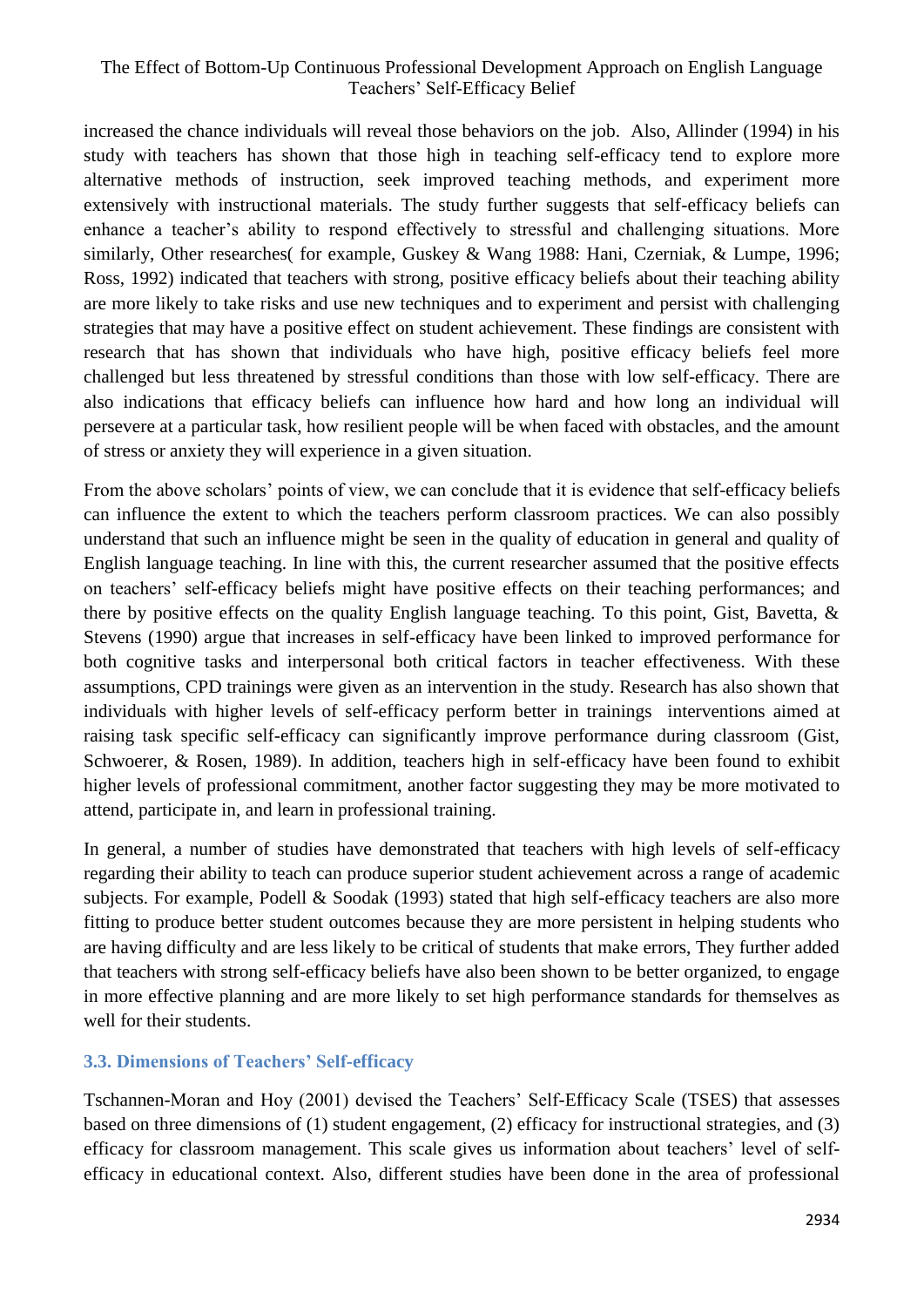increased the chance individuals will reveal those behaviors on the job. Also, Allinder (1994) in his study with teachers has shown that those high in teaching self-efficacy tend to explore more alternative methods of instruction, seek improved teaching methods, and experiment more extensively with instructional materials. The study further suggests that self-efficacy beliefs can enhance a teacher's ability to respond effectively to stressful and challenging situations. More similarly, Other researches( for example, Guskey & Wang 1988: Hani, Czerniak, & Lumpe, 1996; Ross, 1992) indicated that teachers with strong, positive efficacy beliefs about their teaching ability are more likely to take risks and use new techniques and to experiment and persist with challenging strategies that may have a positive effect on student achievement. These findings are consistent with research that has shown that individuals who have high, positive efficacy beliefs feel more challenged but less threatened by stressful conditions than those with low self-efficacy. There are also indications that efficacy beliefs can influence how hard and how long an individual will persevere at a particular task, how resilient people will be when faced with obstacles, and the amount of stress or anxiety they will experience in a given situation.

From the above scholars' points of view, we can conclude that it is evidence that self-efficacy beliefs can influence the extent to which the teachers perform classroom practices. We can also possibly understand that such an influence might be seen in the quality of education in general and quality of English language teaching. In line with this, the current researcher assumed that the positive effects on teachers' self-efficacy beliefs might have positive effects on their teaching performances; and there by positive effects on the quality English language teaching. To this point, Gist, Bavetta, & Stevens (1990) argue that increases in self-efficacy have been linked to improved performance for both cognitive tasks and interpersonal both critical factors in teacher effectiveness. With these assumptions, CPD trainings were given as an intervention in the study. Research has also shown that individuals with higher levels of self-efficacy perform better in trainings interventions aimed at raising task specific self-efficacy can significantly improve performance during classroom (Gist, Schwoerer, & Rosen, 1989). In addition, teachers high in self-efficacy have been found to exhibit higher levels of professional commitment, another factor suggesting they may be more motivated to attend, participate in, and learn in professional training.

In general, a number of studies have demonstrated that teachers with high levels of self-efficacy regarding their ability to teach can produce superior student achievement across a range of academic subjects. For example, Podell & Soodak (1993) stated that high self-efficacy teachers are also more fitting to produce better student outcomes because they are more persistent in helping students who are having difficulty and are less likely to be critical of students that make errors, They further added that teachers with strong self-efficacy beliefs have also been shown to be better organized, to engage in more effective planning and are more likely to set high performance standards for themselves as well for their students.

### 3.3. Dimensions of Teachers' Self-efficacy

Tschannen-Moran and Hoy (2001) devised the Teachers' Self-Efficacy Scale (TSES) that assesses based on three dimensions of (1) student engagement, (2) efficacy for instructional strategies, and (3) efficacy for classroom management. This scale gives us information about teachers' level of self-efficacy in educational context. Also, different studies have been done in the area of professional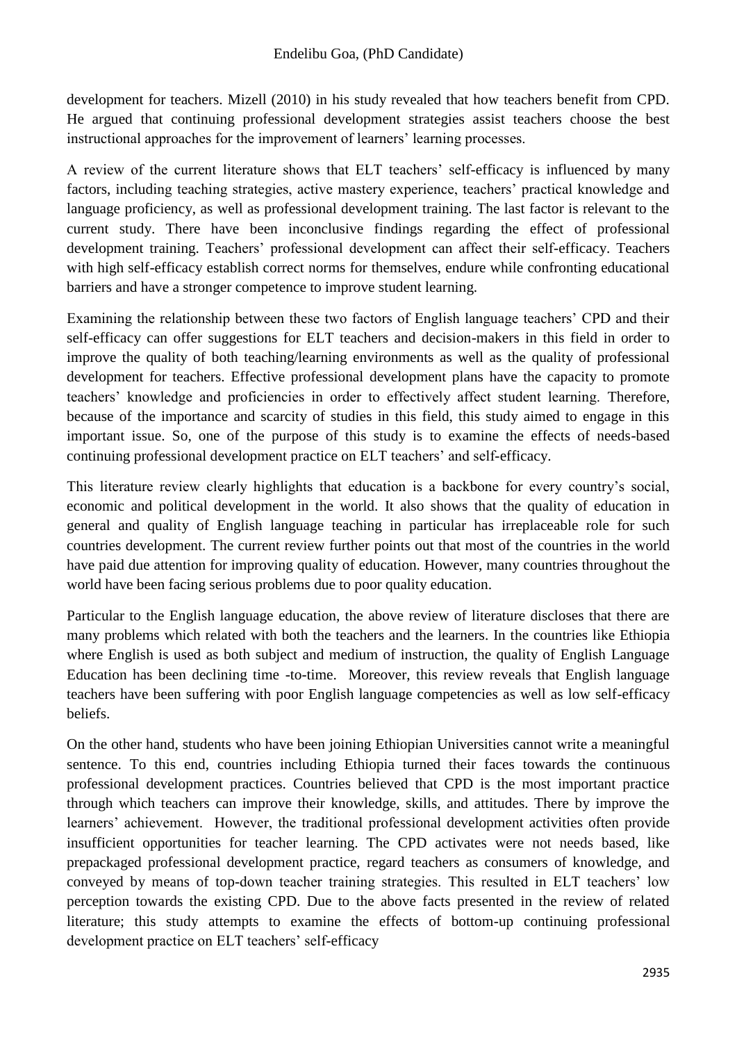development for teachers. Mizell (2010) in his study revealed that how teachers benefit from CPD. He argued that continuing professional development strategies assist teachers choose the best instructional approaches for the improvement of learners' learning processes.

A review of the current literature shows that ELT teachers' self-efficacy is influenced by many factors, including teaching strategies, active mastery experience, teachers' practical knowledge and language proficiency, as well as professional development training. The last factor is relevant to the current study. There have been inconclusive findings regarding the effect of professional development training. Teachers' professional development can affect their self-efficacy. Teachers with high self-efficacy establish correct norms for themselves, endure while confronting educational barriers and have a stronger competence to improve student learning.

Examining the relationship between these two factors of English language teachers' CPD and their self-efficacy can offer suggestions for ELT teachers and decision-makers in this field in order to improve the quality of both teaching/learning environments as well as the quality of professional development for teachers. Effective professional development plans have the capacity to promote teachers' knowledge and proficiencies in order to effectively affect student learning. Therefore, because of the importance and scarcity of studies in this field, this study aimed to engage in this important issue. So, one of the purpose of this study is to examine the effects of needs-based continuing professional development practice on ELT teachers' and self-efficacy.

This literature review clearly highlights that education is a backbone for every country's social, economic and political development in the world. It also shows that the quality of education in general and quality of English language teaching in particular has irreplaceable role for such countries development. The current review further points out that most of the countries in the world have paid due attention for improving quality of education. However, many countries throughout the world have been facing serious problems due to poor quality education.

Particular to the English language education, the above review of literature discloses that there are many problems which related with both the teachers and the learners. In the countries like Ethiopia where English is used as both subject and medium of instruction, the quality of English Language Education has been declining time -to-time. Moreover, this review reveals that English language teachers have been suffering with poor English language competencies as well as low self-efficacy beliefs.

On the other hand, students who have been joining Ethiopian Universities cannot write a meaningful sentence. To this end, countries including Ethiopia turned their faces towards the continuous professional development practices. Countries believed that CPD is the most important practice through which teachers can improve their knowledge, skills, and attitudes. There by improve the learners' achievement. However, the traditional professional development activities often provide insufficient opportunities for teacher learning. The CPD activates were not needs based, like prepackaged professional development practice, regard teachers as consumers of knowledge, and conveyed by means of top-down teacher training strategies. This resulted in ELT teachers' low perception towards the existing CPD. Due to the above facts presented in the review of related literature; this study attempts to examine the effects of bottom-up continuing professional development practice on ELT teachers' self-efficacy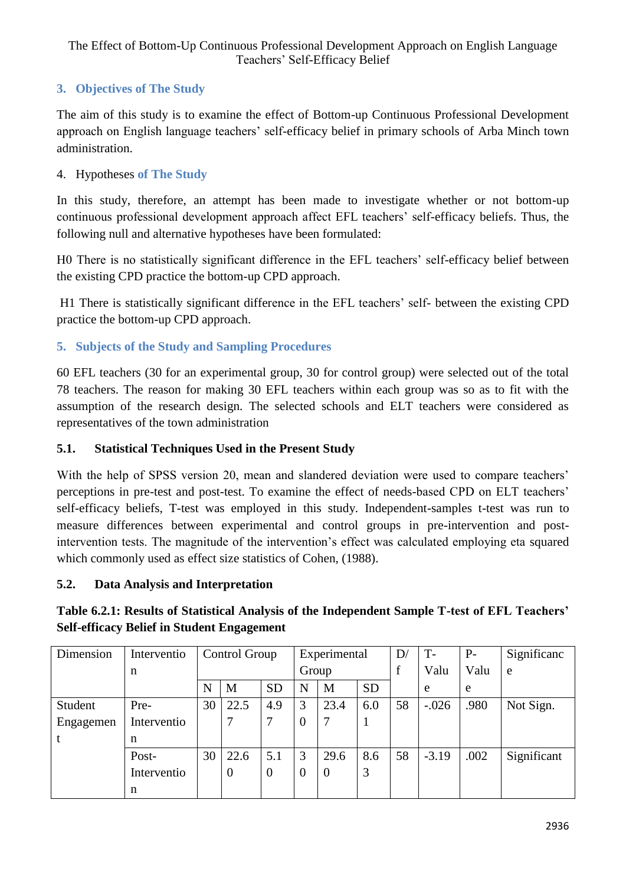## 3. Objectives of The Study

The aim of this study is to examine the effect of Bottom-up Continuous Professional Development approach on English language teachers' self-efficacy belief in primary schools of Arba Minch town administration.

## 4. Hypotheses of The Study

In this study, therefore, an attempt has been made to investigate whether or not bottom-up continuous professional development approach affect EFL teachers' self-efficacy beliefs. Thus, the following null and alternative hypotheses have been formulated:

H0 There is no statistically significant difference in the EFL teachers' self-efficacy belief between the existing CPD practice the bottom-up CPD approach.

H1 There is statistically significant difference in the EFL teachers' self- between the existing CPD practice the bottom-up CPD approach.

## 5. Subjects of the Study and Sampling Procedures

60 EFL teachers (30 for an experimental group, 30 for control group) were selected out of the total 78 teachers. The reason for making 30 EFL teachers within each group was so as to fit with the assumption of the research design. The selected schools and ELT teachers were considered as representatives of the town administration

### 5.1. Statistical Techniques Used in the Present Study

With the help of SPSS version 20, mean and slandered deviation were used to compare teachers' perceptions in pre-test and post-test. To examine the effect of needs-based CPD on ELT teachers' self-efficacy beliefs, T-test was employed in this study. Independent-samples t-test was run to measure differences between experimental and control groups in pre-intervention and post-intervention tests. The magnitude of the intervention's effect was calculated employing eta squared which commonly used as effect size statistics of Cohen, (1988).

### 5.2. Data Analysis and Interpretation

**Table 6.2.1: Results of Statistical Analysis of the Independent Sample T-test of EFL Teachers' Self-efficacy Belief in Student Engagement**

| Dimension | Intervention | Control Group | | | Experimental Group | | | D/f | T-Value | P-Value | Significance |
|---|---|---|---|---|---|---|---|---|---|---|---|
| | | N | M | SD | N | M | SD | | | | |
| Student Engagement | Pre-Intervention | 30 | 22.57 | 4.97 | 30 | 23.47 | 6.01 | 58 | -.026 | .980 | Not Sign. |
| | Post-Intervention | 30 | 22.60 | 5.10 | 30 | 29.60 | 8.63 | 58 | -3.19 | .002 | Significant |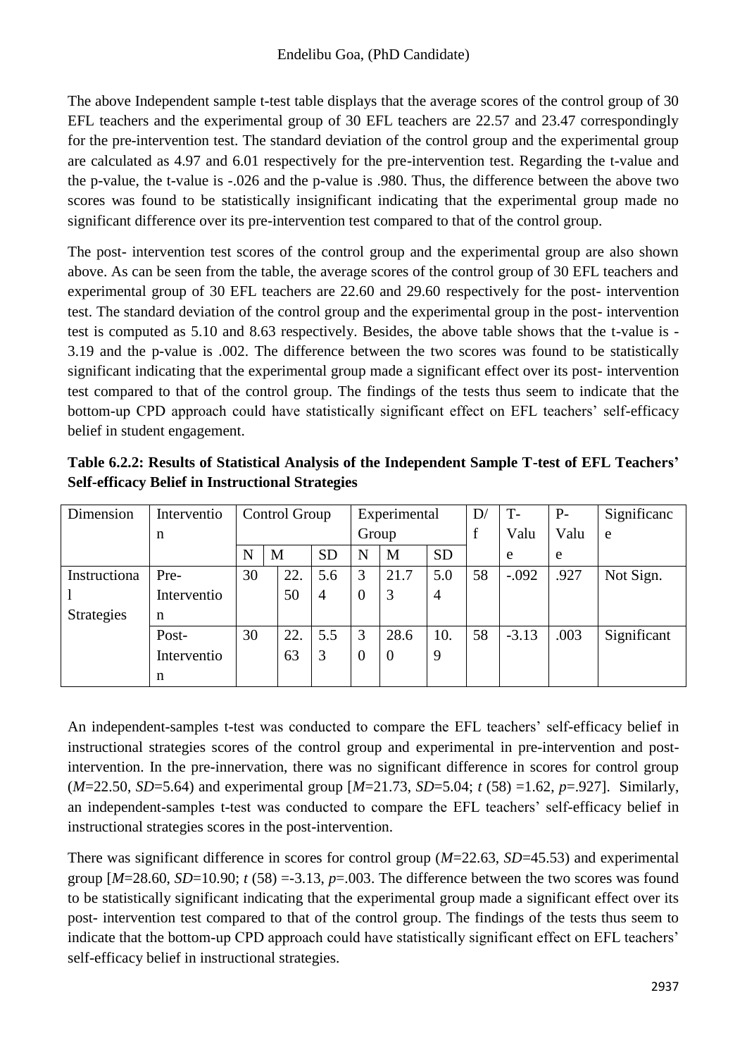The above Independent sample t-test table displays that the average scores of the control group of 30 EFL teachers and the experimental group of 30 EFL teachers are 22.57 and 23.47 correspondingly for the pre-intervention test. The standard deviation of the control group and the experimental group are calculated as 4.97 and 6.01 respectively for the pre-intervention test. Regarding the t-value and the p-value, the t-value is -.026 and the p-value is .980. Thus, the difference between the above two scores was found to be statistically insignificant indicating that the experimental group made no significant difference over its pre-intervention test compared to that of the control group.

The post- intervention test scores of the control group and the experimental group are also shown above. As can be seen from the table, the average scores of the control group of 30 EFL teachers and experimental group of 30 EFL teachers are 22.60 and 29.60 respectively for the post- intervention test. The standard deviation of the control group and the experimental group in the post- intervention test is computed as 5.10 and 8.63 respectively. Besides, the above table shows that the t-value is -3.19 and the p-value is .002. The difference between the two scores was found to be statistically significant indicating that the experimental group made a significant effect over its post- intervention test compared to that of the control group. The findings of the tests thus seem to indicate that the bottom-up CPD approach could have statistically significant effect on EFL teachers' self-efficacy belief in student engagement.

**Table 6.2.2: Results of Statistical Analysis of the Independent Sample T-test of EFL Teachers' Self-efficacy Belief in Instructional Strategies**

| Dimension | Intervention | Control Group | | | Experimental Group | | | D/f | T-Value | P-Value | Significance |
|---|---|---|---|---|---|---|---|---|---|---|---|
| | | N | M | SD | N | M | SD | | | | |
| Instructional Strategies | Pre-Intervention | 30 | 22.50 | 5.64 | 30 | 21.73 | 5.04 | 58 | -.092 | .927 | Not Sign. |
| | Post-Intervention | 30 | 22.63 | 5.53 | 30 | 28.60 | 10.9 | 58 | -3.13 | .003 | Significant |

An independent-samples t-test was conducted to compare the EFL teachers' self-efficacy belief in instructional strategies scores of the control group and experimental in pre-intervention and post-intervention. In the pre-innervation, there was no significant difference in scores for control group (*M*=22.50, *SD*=5.64) and experimental group [*M*=21.73, *SD*=5.04; *t* (58) =1.62, *p*=.927]. Similarly, an independent-samples t-test was conducted to compare the EFL teachers' self-efficacy belief in instructional strategies scores in the post-intervention.

There was significant difference in scores for control group (*M*=22.63, *SD*=45.53) and experimental group [*M*=28.60, *SD*=10.90; *t* (58) =-3.13, *p*=.003. The difference between the two scores was found to be statistically significant indicating that the experimental group made a significant effect over its post- intervention test compared to that of the control group. The findings of the tests thus seem to indicate that the bottom-up CPD approach could have statistically significant effect on EFL teachers' self-efficacy belief in instructional strategies.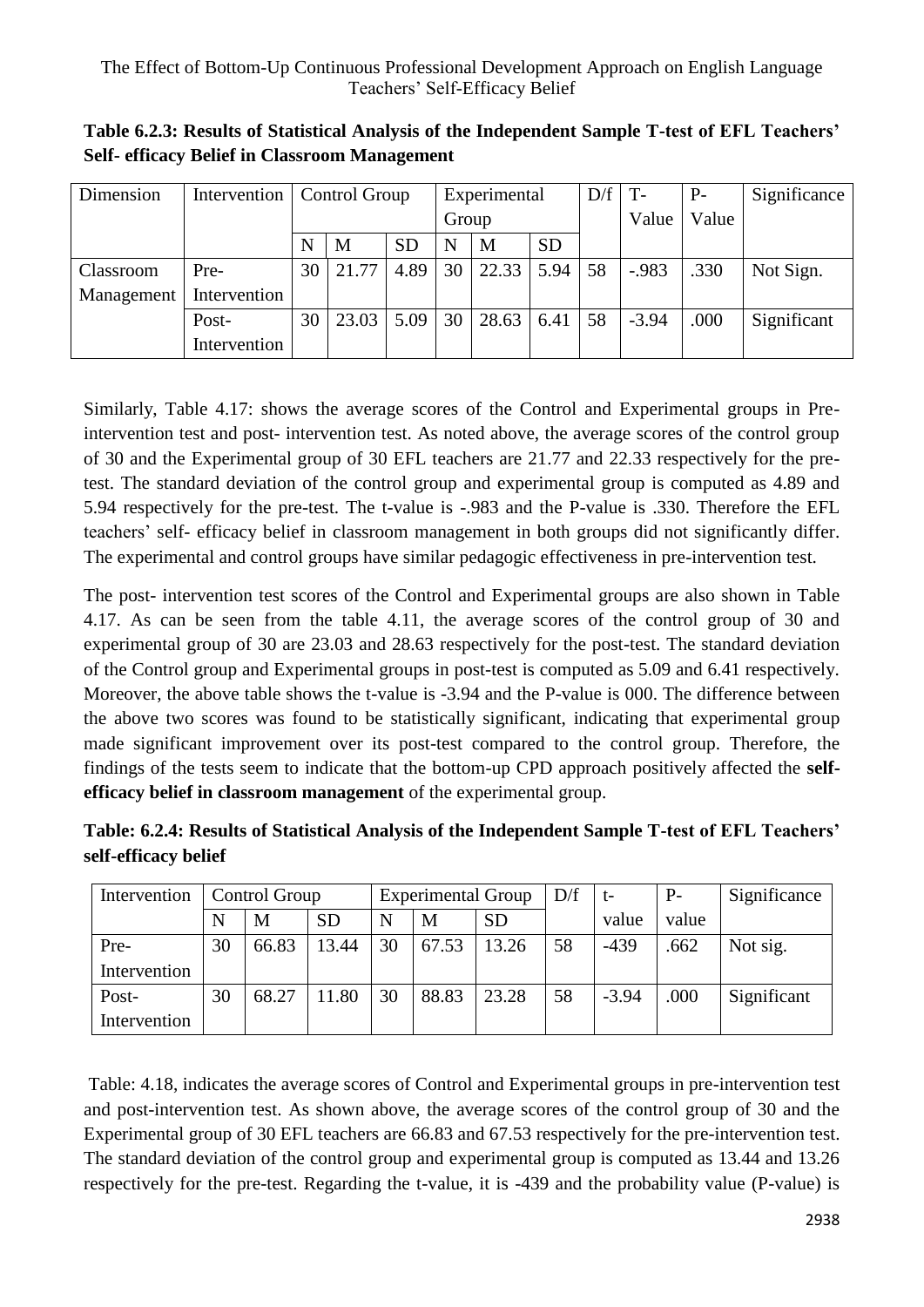**Table 6.2.3: Results of Statistical Analysis of the Independent Sample T-test of EFL Teachers' Self- efficacy Belief in Classroom Management**

| Dimension | Intervention | Control Group | | | Experimental Group | | | D/f | T-Value | P-Value | Significance |
|---|---|---|---|---|---|---|---|---|---|---|---|
| | | N | M | SD | N | M | SD | | | | |
| Classroom Management | Pre-Intervention | 30 | 21.77 | 4.89 | 30 | 22.33 | 5.94 | 58 | -.983 | .330 | Not Sign. |
| | Post-Intervention | 30 | 23.03 | 5.09 | 30 | 28.63 | 6.41 | 58 | -3.94 | .000 | Significant |

Similarly, Table 4.17: shows the average scores of the Control and Experimental groups in Pre-intervention test and post- intervention test. As noted above, the average scores of the control group of 30 and the Experimental group of 30 EFL teachers are 21.77 and 22.33 respectively for the pre-test. The standard deviation of the control group and experimental group is computed as 4.89 and 5.94 respectively for the pre-test. The t-value is -.983 and the P-value is .330. Therefore the EFL teachers' self- efficacy belief in classroom management in both groups did not significantly differ. The experimental and control groups have similar pedagogic effectiveness in pre-intervention test.

The post- intervention test scores of the Control and Experimental groups are also shown in Table 4.17. As can be seen from the table 4.11, the average scores of the control group of 30 and experimental group of 30 are 23.03 and 28.63 respectively for the post-test. The standard deviation of the Control group and Experimental groups in post-test is computed as 5.09 and 6.41 respectively. Moreover, the above table shows the t-value is -3.94 and the P-value is 000. The difference between the above two scores was found to be statistically significant, indicating that experimental group made significant improvement over its post-test compared to the control group. Therefore, the findings of the tests seem to indicate that the bottom-up CPD approach positively affected the **self-efficacy belief in classroom management** of the experimental group.

**Table: 6.2.4: Results of Statistical Analysis of the Independent Sample T-test of EFL Teachers' self-efficacy belief**

| Intervention | Control Group | | | Experimental Group | | | D/f | t-value | P-value | Significance |
|---|---|---|---|---|---|---|---|---|---|---|
| | N | M | SD | N | M | SD | | | | |
| Pre-Intervention | 30 | 66.83 | 13.44 | 30 | 67.53 | 13.26 | 58 | -439 | .662 | Not sig. |
| Post-Intervention | 30 | 68.27 | 11.80 | 30 | 88.83 | 23.28 | 58 | -3.94 | .000 | Significant |

Table: 4.18, indicates the average scores of Control and Experimental groups in pre-intervention test and post-intervention test. As shown above, the average scores of the control group of 30 and the Experimental group of 30 EFL teachers are 66.83 and 67.53 respectively for the pre-intervention test. The standard deviation of the control group and experimental group is computed as 13.44 and 13.26 respectively for the pre-test. Regarding the t-value, it is -439 and the probability value (P-value) is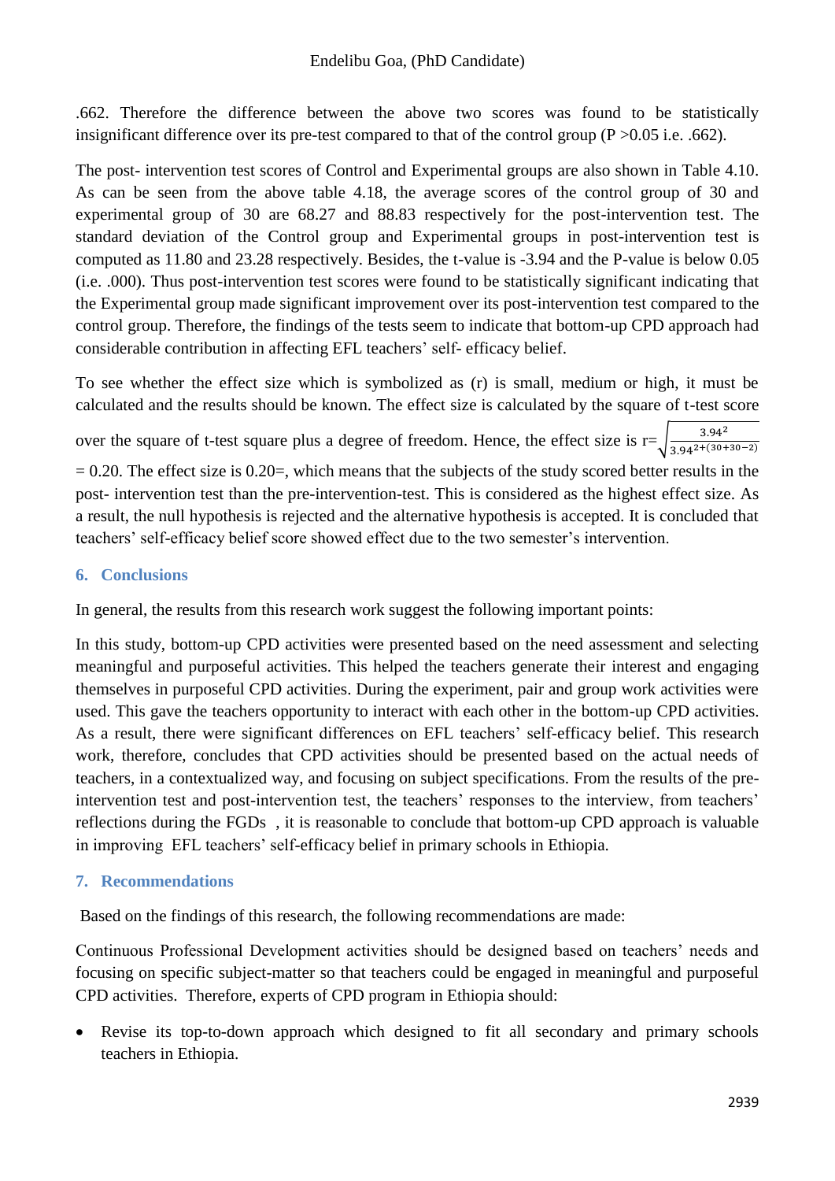.662. Therefore the difference between the above two scores was found to be statistically insignificant difference over its pre-test compared to that of the control group (P >0.05 i.e. .662).

The post- intervention test scores of Control and Experimental groups are also shown in Table 4.10. As can be seen from the above table 4.18, the average scores of the control group of 30 and experimental group of 30 are 68.27 and 88.83 respectively for the post-intervention test. The standard deviation of the Control group and Experimental groups in post-intervention test is computed as 11.80 and 23.28 respectively. Besides, the t-value is -3.94 and the P-value is below 0.05 (i.e. .000). Thus post-intervention test scores were found to be statistically significant indicating that the Experimental group made significant improvement over its post-intervention test compared to the control group. Therefore, the findings of the tests seem to indicate that bottom-up CPD approach had considerable contribution in affecting EFL teachers' self- efficacy belief.

To see whether the effect size which is symbolized as (r) is small, medium or high, it must be calculated and the results should be known. The effect size is calculated by the square of t-test score over the square of t-test square plus a degree of freedom. Hence, the effect size is r= $\sqrt{\frac{3.94^2}{3.94^{2+(30+30-2)}}}$ = 0.20. The effect size is 0.20=, which means that the subjects of the study scored better results in the post- intervention test than the pre-intervention-test. This is considered as the highest effect size. As a result, the null hypothesis is rejected and the alternative hypothesis is accepted. It is concluded that teachers' self-efficacy belief score showed effect due to the two semester's intervention.

## 6. Conclusions

In general, the results from this research work suggest the following important points:

In this study, bottom-up CPD activities were presented based on the need assessment and selecting meaningful and purposeful activities. This helped the teachers generate their interest and engaging themselves in purposeful CPD activities. During the experiment, pair and group work activities were used. This gave the teachers opportunity to interact with each other in the bottom-up CPD activities. As a result, there were significant differences on EFL teachers' self-efficacy belief. This research work, therefore, concludes that CPD activities should be presented based on the actual needs of teachers, in a contextualized way, and focusing on subject specifications. From the results of the pre-intervention test and post-intervention test, the teachers' responses to the interview, from teachers' reflections during the FGDs , it is reasonable to conclude that bottom-up CPD approach is valuable in improving EFL teachers' self-efficacy belief in primary schools in Ethiopia.

## 7. Recommendations

Based on the findings of this research, the following recommendations are made:

Continuous Professional Development activities should be designed based on teachers' needs and focusing on specific subject-matter so that teachers could be engaged in meaningful and purposeful CPD activities. Therefore, experts of CPD program in Ethiopia should:

- Revise its top-to-down approach which designed to fit all secondary and primary schools teachers in Ethiopia.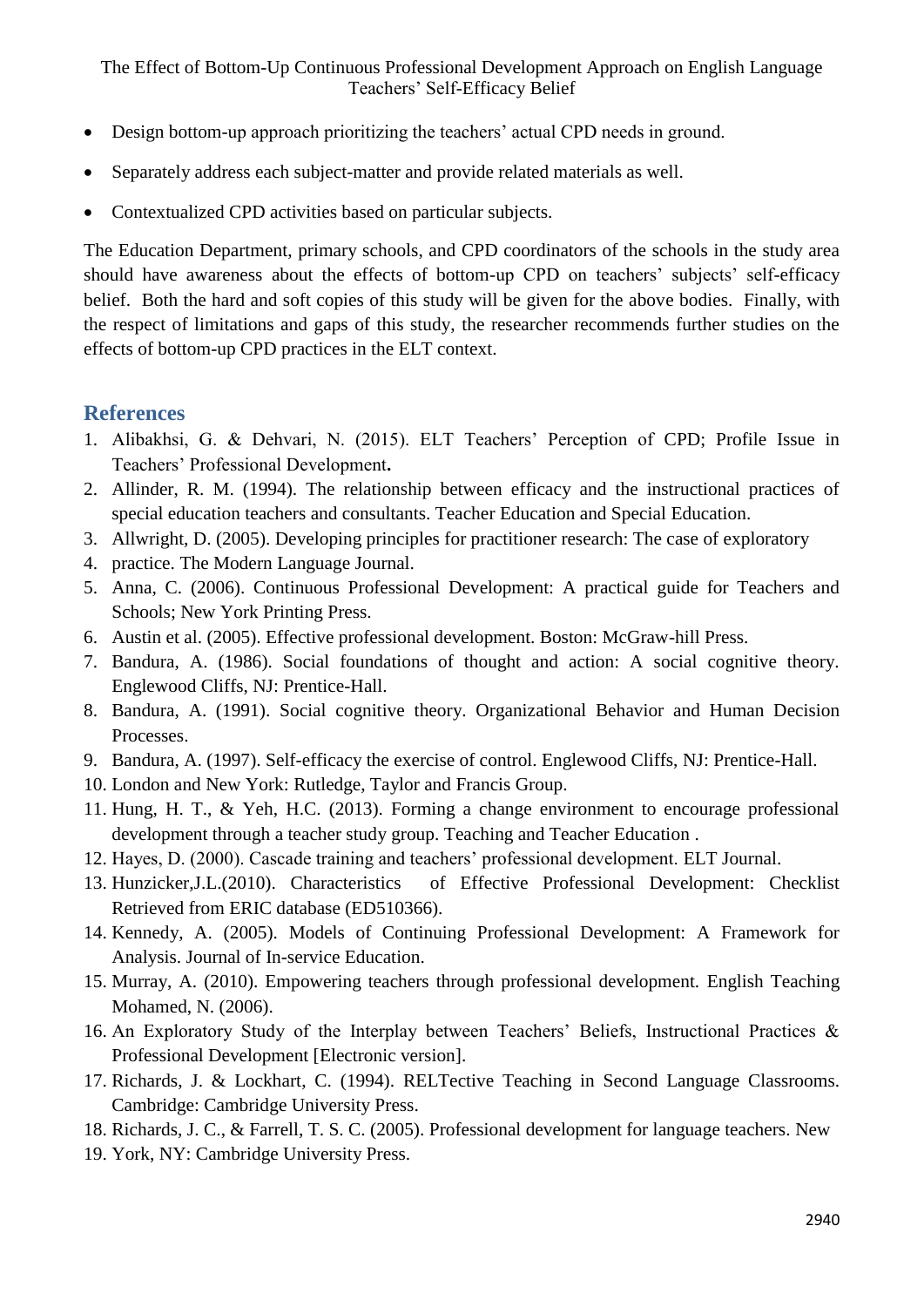- Design bottom-up approach prioritizing the teachers' actual CPD needs in ground.
- Separately address each subject-matter and provide related materials as well.
- Contextualized CPD activities based on particular subjects.

The Education Department, primary schools, and CPD coordinators of the schools in the study area should have awareness about the effects of bottom-up CPD on teachers' subjects' self-efficacy belief. Both the hard and soft copies of this study will be given for the above bodies. Finally, with the respect of limitations and gaps of this study, the researcher recommends further studies on the effects of bottom-up CPD practices in the ELT context.

## References

1. Alibakhsi, G. & Dehvari, N. (2015). ELT Teachers' Perception of CPD; Profile Issue in Teachers' Professional Development**.**
2. Allinder, R. M. (1994). The relationship between efficacy and the instructional practices of special education teachers and consultants. Teacher Education and Special Education.
3. Allwright, D. (2005). Developing principles for practitioner research: The case of exploratory
4. practice. The Modern Language Journal.
5. Anna, C. (2006). Continuous Professional Development: A practical guide for Teachers and Schools; New York Printing Press.
6. Austin et al. (2005). Effective professional development. Boston: McGraw-hill Press.
7. Bandura, A. (1986). Social foundations of thought and action: A social cognitive theory. Englewood Cliffs, NJ: Prentice-Hall.
8. Bandura, A. (1991). Social cognitive theory. Organizational Behavior and Human Decision Processes.
9. Bandura, A. (1997). Self-efficacy the exercise of control. Englewood Cliffs, NJ: Prentice-Hall.
10. London and New York: Rutledge, Taylor and Francis Group.
11. Hung, H. T., & Yeh, H.C. (2013). Forming a change environment to encourage professional development through a teacher study group. Teaching and Teacher Education .
12. Hayes, D. (2000). Cascade training and teachers' professional development. ELT Journal.
13. Hunzicker,J.L.(2010). Characteristics of Effective Professional Development: Checklist Retrieved from ERIC database (ED510366).
14. Kennedy, A. (2005). Models of Continuing Professional Development: A Framework for Analysis. Journal of In-service Education.
15. Murray, A. (2010). Empowering teachers through professional development. English Teaching Mohamed, N. (2006).
16. An Exploratory Study of the Interplay between Teachers' Beliefs, Instructional Practices & Professional Development [Electronic version].
17. Richards, J. & Lockhart, C. (1994). RELTective Teaching in Second Language Classrooms. Cambridge: Cambridge University Press.
18. Richards, J. C., & Farrell, T. S. C. (2005). Professional development for language teachers. New
19. York, NY: Cambridge University Press.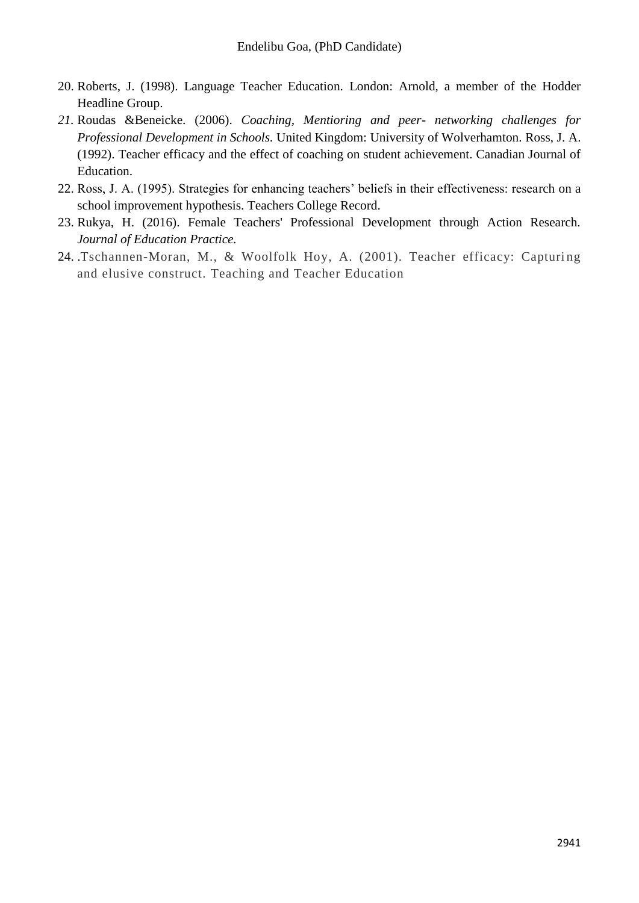20. Roberts, J. (1998). Language Teacher Education. London: Arnold, a member of the Hodder Headline Group.
21. Roudas &Beneicke. (2006). *Coaching, Mentioring and peer- networking challenges for Professional Development in Schools.* United Kingdom: University of Wolverhamton. Ross, J. A. (1992). Teacher efficacy and the effect of coaching on student achievement. Canadian Journal of Education.
22. Ross, J. A. (1995). Strategies for enhancing teachers' beliefs in their effectiveness: research on a school improvement hypothesis. Teachers College Record.
23. Rukya, H. (2016). Female Teachers' Professional Development through Action Research. *Journal of Education Practice.*
24. .Tschannen-Moran, M., & Woolfolk Hoy, A. (2001). Teacher efficacy: Capturing and elusive construct. Teaching and Teacher Education